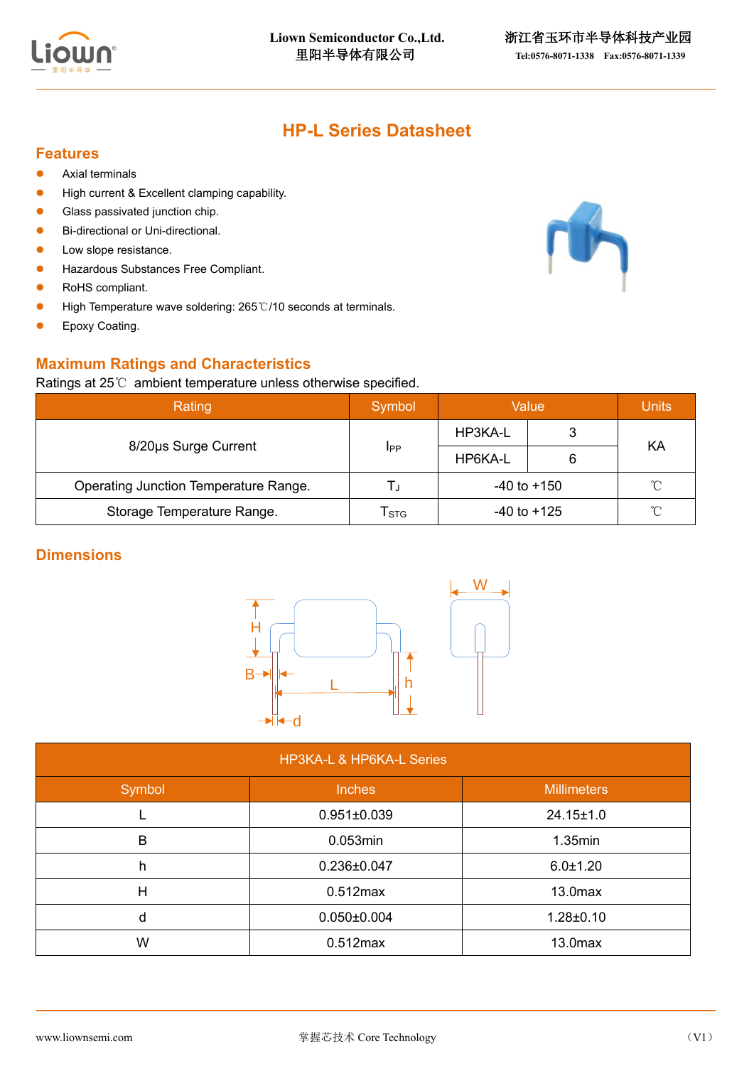# HP-L Series Datasheet

## Features

- Axial terminals
- High current & Excellent clamping capability.
- Glass passivated junction chip.
- Bi-directional or Uni-directional.
- Low slope resistance.
- Hazardous Substances Free Compliant.
- RoHS compliant.
- High Temperature wave soldering: 265℃/10 seconds at terminals.
- Epoxy Coating.

## Maximum Ratings and Characteristics

Ratings at 25℃ ambient temperature unless otherwise specified.

| Rating | Symbol | Value | | Units |
|---|---|---|---|---|
| 8/20μs Surge Current | $I_{PP}$ | HP3KA-L | 3 | KA |
| | | HP6KA-L | 6 | |
| Operating Junction Temperature Range. | $T_J$ | -40 to +150 | | ℃ |
| Storage Temperature Range. | $T_{STG}$ | -40 to +125 | | ℃ |

## Dimensions

| HP3KA-L & HP6KA-L Series | | |
|---|---|---|
| Symbol | Inches | Millimeters |
| L | 0.951±0.039 | 24.15±1.0 |
| B | 0.053min | 1.35min |
| h | 0.236±0.047 | 6.0±1.20 |
| H | 0.512max | 13.0max |
| d | 0.050±0.004 | 1.28±0.10 |
| W | 0.512max | 13.0max |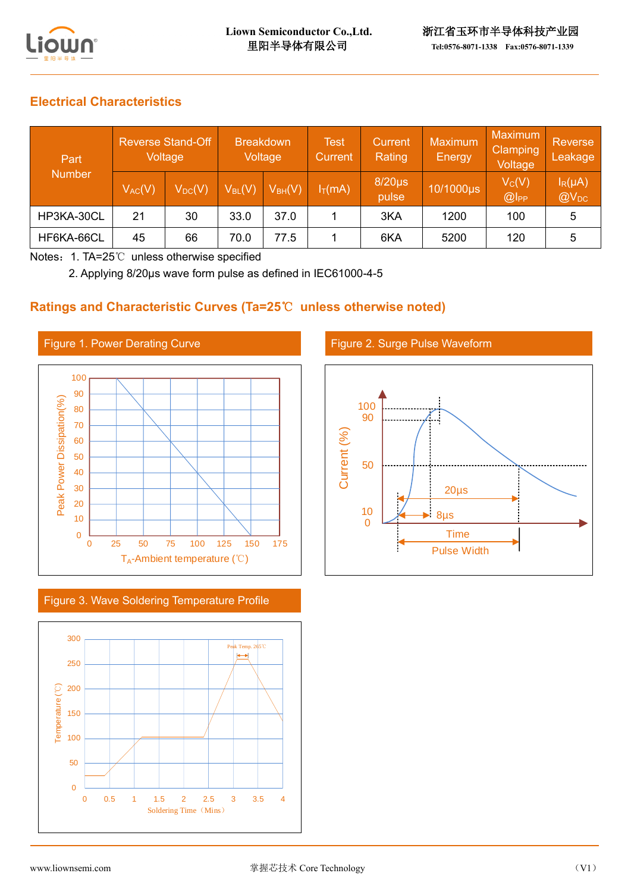## Electrical Characteristics

| Part Number | Reverse Stand-Off Voltage | | Breakdown Voltage | | Test Current | Current Rating | Maximum Energy | Maximum Clamping Voltage | Reverse Leakage |
|---|---|---|---|---|---|---|---|---|---|
| | $V_{AC}$(V) | $V_{DC}$(V) | $V_{BL}$(V) | $V_{BH}$(V) | $I_T$(mA) | 8/20μs pulse | 10/1000μs | $V_C$(V) @$I_{PP}$ | $I_R$(μA) @$V_{DC}$ |
| HP3KA-30CL | 21 | 30 | 33.0 | 37.0 | 1 | 3KA | 1200 | 100 | 5 |
| HF6KA-66CL | 45 | 66 | 70.0 | 77.5 | 1 | 6KA | 5200 | 120 | 5 |

Notes：1. TA=25℃ unless otherwise specified

2. Applying 8/20μs wave form pulse as defined in IEC61000-4-5

## Ratings and Characteristic Curves (Ta=25℃ unless otherwise noted)

Figure 1. Power Derating Curve

Figure 2. Surge Pulse Waveform

Figure 3. Wave Soldering Temperature Profile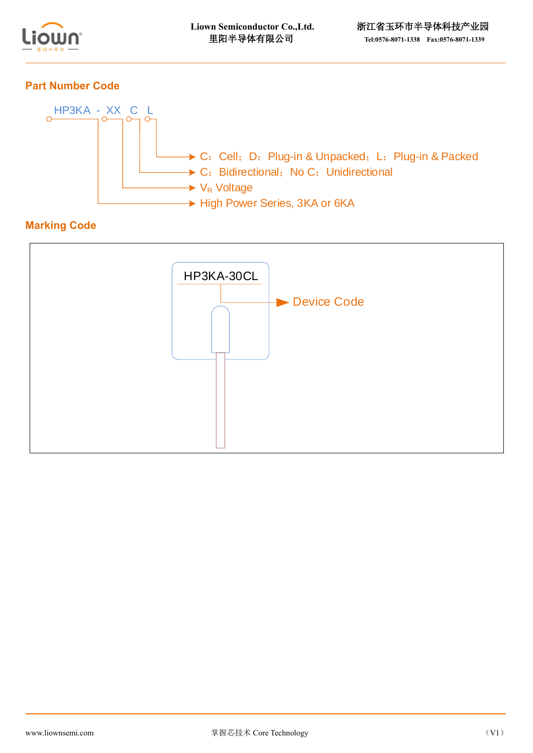## Part Number Code

HP3KA - XX C L

- C：Cell；D：Plug-in & Unpacked；L：Plug-in & Packed
- C：Bidirectional；No C：Unidirectional
- $V_R$ Voltage
- High Power Series, 3KA or 6KA

## Marking Code

HP3KA-30CL

Device Code